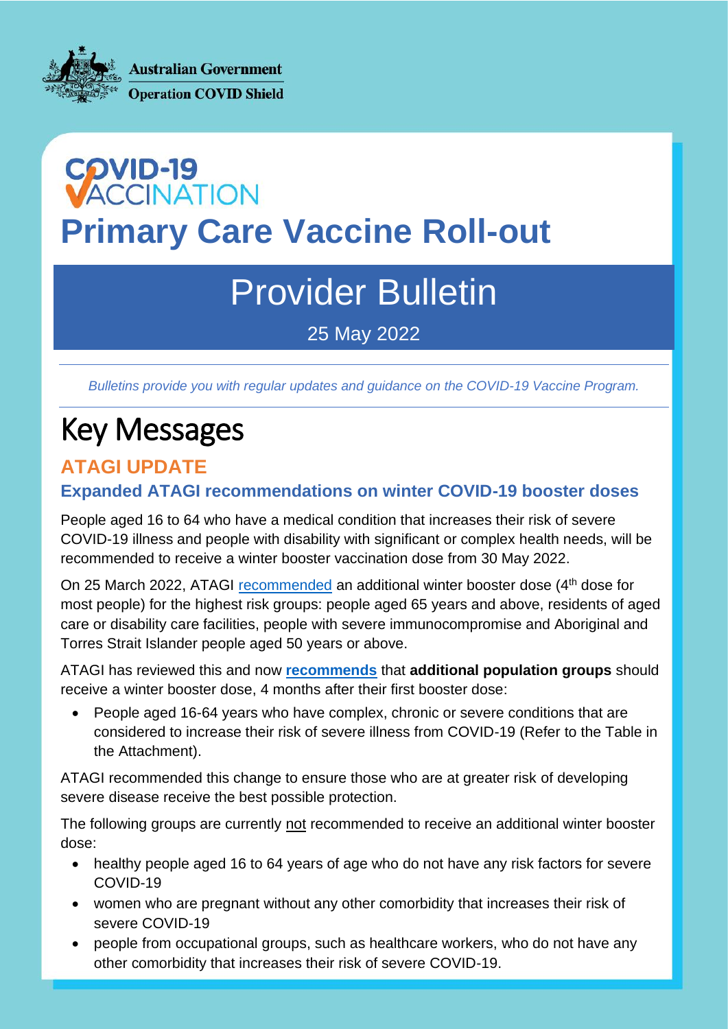Australian Government
Operation COVID Shield

# COVID-19 VACCINATION
# Primary Care Vaccine Roll-out

## Provider Bulletin

25 May 2022

*Bulletins provide you with regular updates and guidance on the COVID-19 Vaccine Program.*

# Key Messages

## ATAGI UPDATE

### Expanded ATAGI recommendations on winter COVID-19 booster doses

People aged 16 to 64 who have a medical condition that increases their risk of severe COVID-19 illness and people with disability with significant or complex health needs, will be recommended to receive a winter booster vaccination dose from 30 May 2022.

On 25 March 2022, ATAGI recommended an additional winter booster dose (4th dose for most people) for the highest risk groups: people aged 65 years and above, residents of aged care or disability care facilities, people with severe immunocompromise and Aboriginal and Torres Strait Islander people aged 50 years or above.

ATAGI has reviewed this and now **recommends** that **additional population groups** should receive a winter booster dose, 4 months after their first booster dose:

- People aged 16-64 years who have complex, chronic or severe conditions that are considered to increase their risk of severe illness from COVID-19 (Refer to the Table in the Attachment).

ATAGI recommended this change to ensure those who are at greater risk of developing severe disease receive the best possible protection.

The following groups are currently not recommended to receive an additional winter booster dose:

- healthy people aged 16 to 64 years of age who do not have any risk factors for severe COVID-19
- women who are pregnant without any other comorbidity that increases their risk of severe COVID-19
- people from occupational groups, such as healthcare workers, who do not have any other comorbidity that increases their risk of severe COVID-19.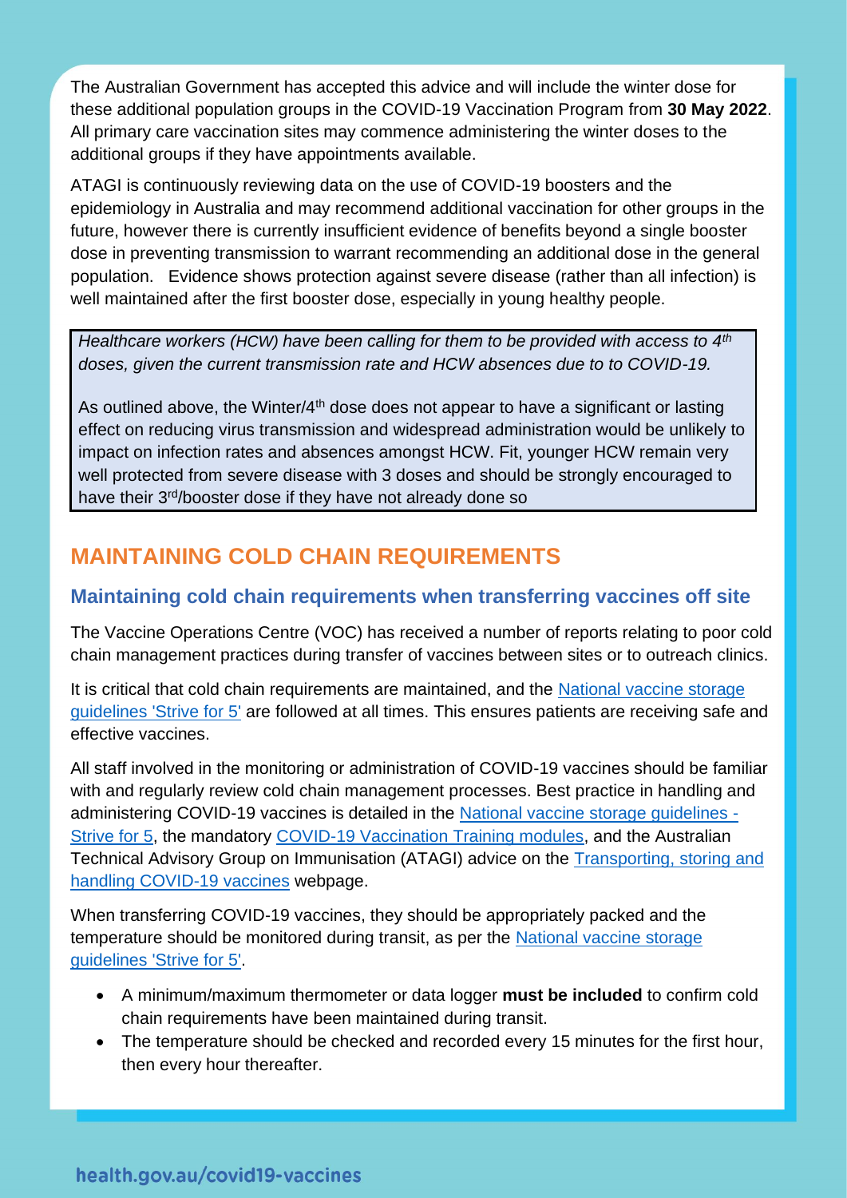The Australian Government has accepted this advice and will include the winter dose for these additional population groups in the COVID-19 Vaccination Program from **30 May 2022**. All primary care vaccination sites may commence administering the winter doses to the additional groups if they have appointments available.

ATAGI is continuously reviewing data on the use of COVID-19 boosters and the epidemiology in Australia and may recommend additional vaccination for other groups in the future, however there is currently insufficient evidence of benefits beyond a single booster dose in preventing transmission to warrant recommending an additional dose in the general population. Evidence shows protection against severe disease (rather than all infection) is well maintained after the first booster dose, especially in young healthy people.

> *Healthcare workers (HCW) have been calling for them to be provided with access to 4th doses, given the current transmission rate and HCW absences due to to COVID-19.*
>
> As outlined above, the Winter/4th dose does not appear to have a significant or lasting effect on reducing virus transmission and widespread administration would be unlikely to impact on infection rates and absences amongst HCW. Fit, younger HCW remain very well protected from severe disease with 3 doses and should be strongly encouraged to have their 3rd/booster dose if they have not already done so

## MAINTAINING COLD CHAIN REQUIREMENTS

### Maintaining cold chain requirements when transferring vaccines off site

The Vaccine Operations Centre (VOC) has received a number of reports relating to poor cold chain management practices during transfer of vaccines between sites or to outreach clinics.

It is critical that cold chain requirements are maintained, and the National vaccine storage guidelines 'Strive for 5' are followed at all times. This ensures patients are receiving safe and effective vaccines.

All staff involved in the monitoring or administration of COVID-19 vaccines should be familiar with and regularly review cold chain management processes. Best practice in handling and administering COVID-19 vaccines is detailed in the National vaccine storage guidelines - Strive for 5, the mandatory COVID-19 Vaccination Training modules, and the Australian Technical Advisory Group on Immunisation (ATAGI) advice on the Transporting, storing and handling COVID-19 vaccines webpage.

When transferring COVID-19 vaccines, they should be appropriately packed and the temperature should be monitored during transit, as per the National vaccine storage guidelines 'Strive for 5'.

- A minimum/maximum thermometer or data logger **must be included** to confirm cold chain requirements have been maintained during transit.
- The temperature should be checked and recorded every 15 minutes for the first hour, then every hour thereafter.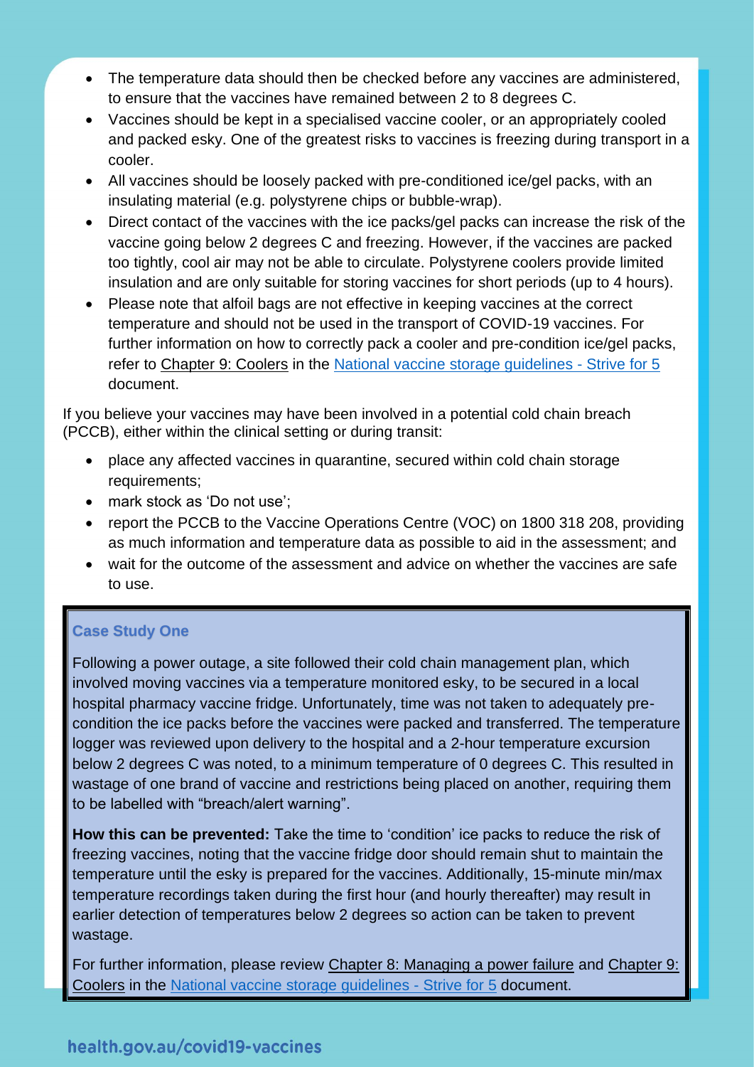- The temperature data should then be checked before any vaccines are administered, to ensure that the vaccines have remained between 2 to 8 degrees C.
- Vaccines should be kept in a specialised vaccine cooler, or an appropriately cooled and packed esky. One of the greatest risks to vaccines is freezing during transport in a cooler.
- All vaccines should be loosely packed with pre-conditioned ice/gel packs, with an insulating material (e.g. polystyrene chips or bubble-wrap).
- Direct contact of the vaccines with the ice packs/gel packs can increase the risk of the vaccine going below 2 degrees C and freezing. However, if the vaccines are packed too tightly, cool air may not be able to circulate. Polystyrene coolers provide limited insulation and are only suitable for storing vaccines for short periods (up to 4 hours).
- Please note that alfoil bags are not effective in keeping vaccines at the correct temperature and should not be used in the transport of COVID-19 vaccines. For further information on how to correctly pack a cooler and pre-condition ice/gel packs, refer to Chapter 9: Coolers in the National vaccine storage guidelines - Strive for 5 document.

If you believe your vaccines may have been involved in a potential cold chain breach (PCCB), either within the clinical setting or during transit:

- place any affected vaccines in quarantine, secured within cold chain storage requirements;
- mark stock as 'Do not use';
- report the PCCB to the Vaccine Operations Centre (VOC) on 1800 318 208, providing as much information and temperature data as possible to aid in the assessment; and
- wait for the outcome of the assessment and advice on whether the vaccines are safe to use.

### Case Study One

Following a power outage, a site followed their cold chain management plan, which involved moving vaccines via a temperature monitored esky, to be secured in a local hospital pharmacy vaccine fridge. Unfortunately, time was not taken to adequately pre-condition the ice packs before the vaccines were packed and transferred. The temperature logger was reviewed upon delivery to the hospital and a 2-hour temperature excursion below 2 degrees C was noted, to a minimum temperature of 0 degrees C. This resulted in wastage of one brand of vaccine and restrictions being placed on another, requiring them to be labelled with "breach/alert warning".

**How this can be prevented:** Take the time to 'condition' ice packs to reduce the risk of freezing vaccines, noting that the vaccine fridge door should remain shut to maintain the temperature until the esky is prepared for the vaccines. Additionally, 15-minute min/max temperature recordings taken during the first hour (and hourly thereafter) may result in earlier detection of temperatures below 2 degrees so action can be taken to prevent wastage.

For further information, please review Chapter 8: Managing a power failure and Chapter 9: Coolers in the National vaccine storage guidelines - Strive for 5 document.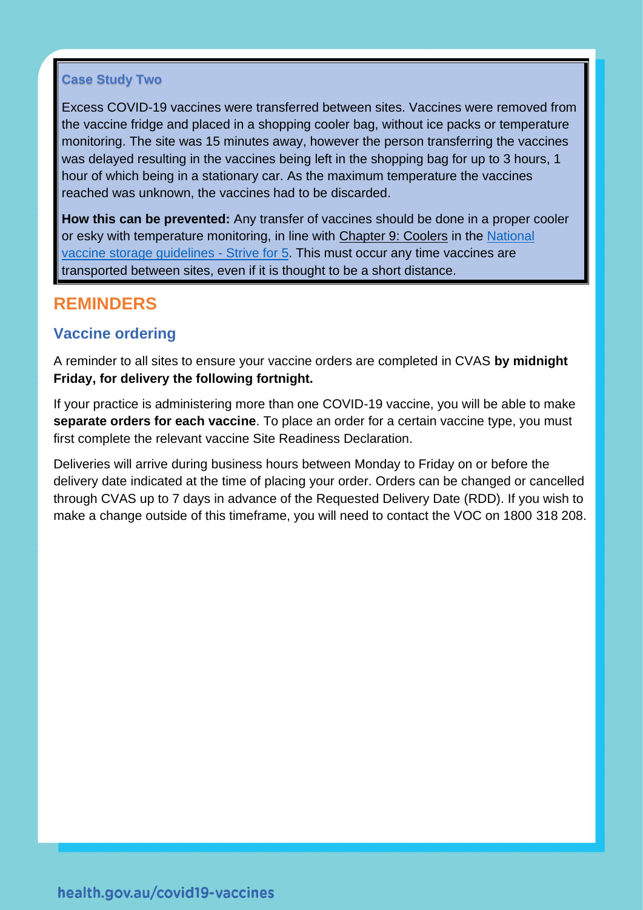### Case Study Two

Excess COVID-19 vaccines were transferred between sites. Vaccines were removed from the vaccine fridge and placed in a shopping cooler bag, without ice packs or temperature monitoring. The site was 15 minutes away, however the person transferring the vaccines was delayed resulting in the vaccines being left in the shopping bag for up to 3 hours, 1 hour of which being in a stationary car. As the maximum temperature the vaccines reached was unknown, the vaccines had to be discarded.

**How this can be prevented:** Any transfer of vaccines should be done in a proper cooler or esky with temperature monitoring, in line with Chapter 9: Coolers in the National vaccine storage guidelines - Strive for 5. This must occur any time vaccines are transported between sites, even if it is thought to be a short distance.

# REMINDERS

## Vaccine ordering

A reminder to all sites to ensure your vaccine orders are completed in CVAS **by midnight Friday, for delivery the following fortnight.**

If your practice is administering more than one COVID-19 vaccine, you will be able to make **separate orders for each vaccine**. To place an order for a certain vaccine type, you must first complete the relevant vaccine Site Readiness Declaration.

Deliveries will arrive during business hours between Monday to Friday on or before the delivery date indicated at the time of placing your order. Orders can be changed or cancelled through CVAS up to 7 days in advance of the Requested Delivery Date (RDD). If you wish to make a change outside of this timeframe, you will need to contact the VOC on 1800 318 208.